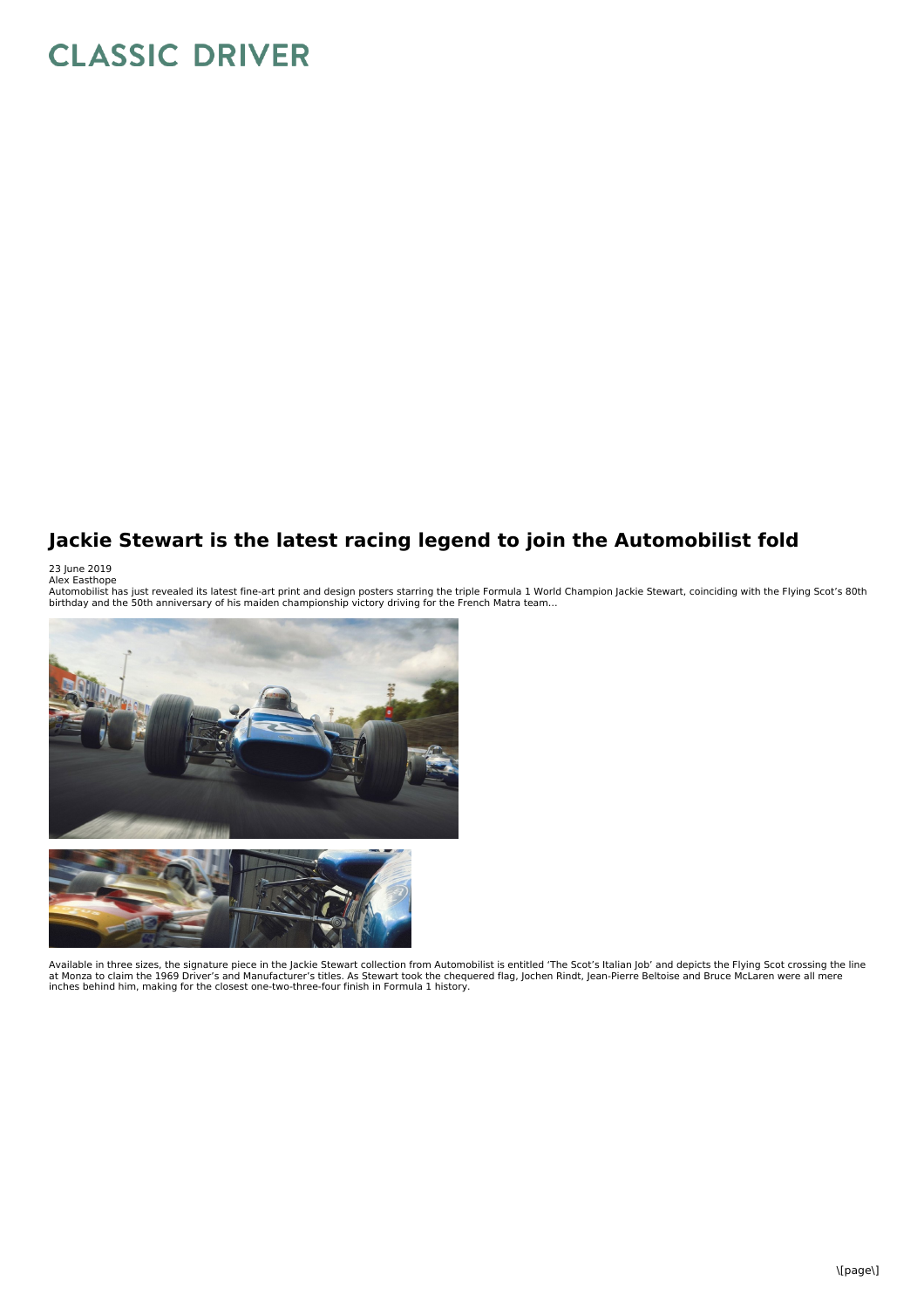# CLASSIC DRIVER

## Jackie Stewart is the latest racing legend to join the Automobilist fold

23 June 2019
Alex Easthope

Automobilist has just revealed its latest fine-art print and design posters starring the triple Formula 1 World Champion Jackie Stewart, coinciding with the Flying Scot's 80th birthday and the 50th anniversary of his maiden championship victory driving for the French Matra team...

Available in three sizes, the signature piece in the Jackie Stewart collection from Automobilist is entitled 'The Scot's Italian Job' and depicts the Flying Scot crossing the line at Monza to claim the 1969 Driver's and Manufacturer's titles. As Stewart took the chequered flag, Jochen Rindt, Jean-Pierre Beltoise and Bruce McLaren were all mere inches behind him, making for the closest one-two-three-four finish in Formula 1 history.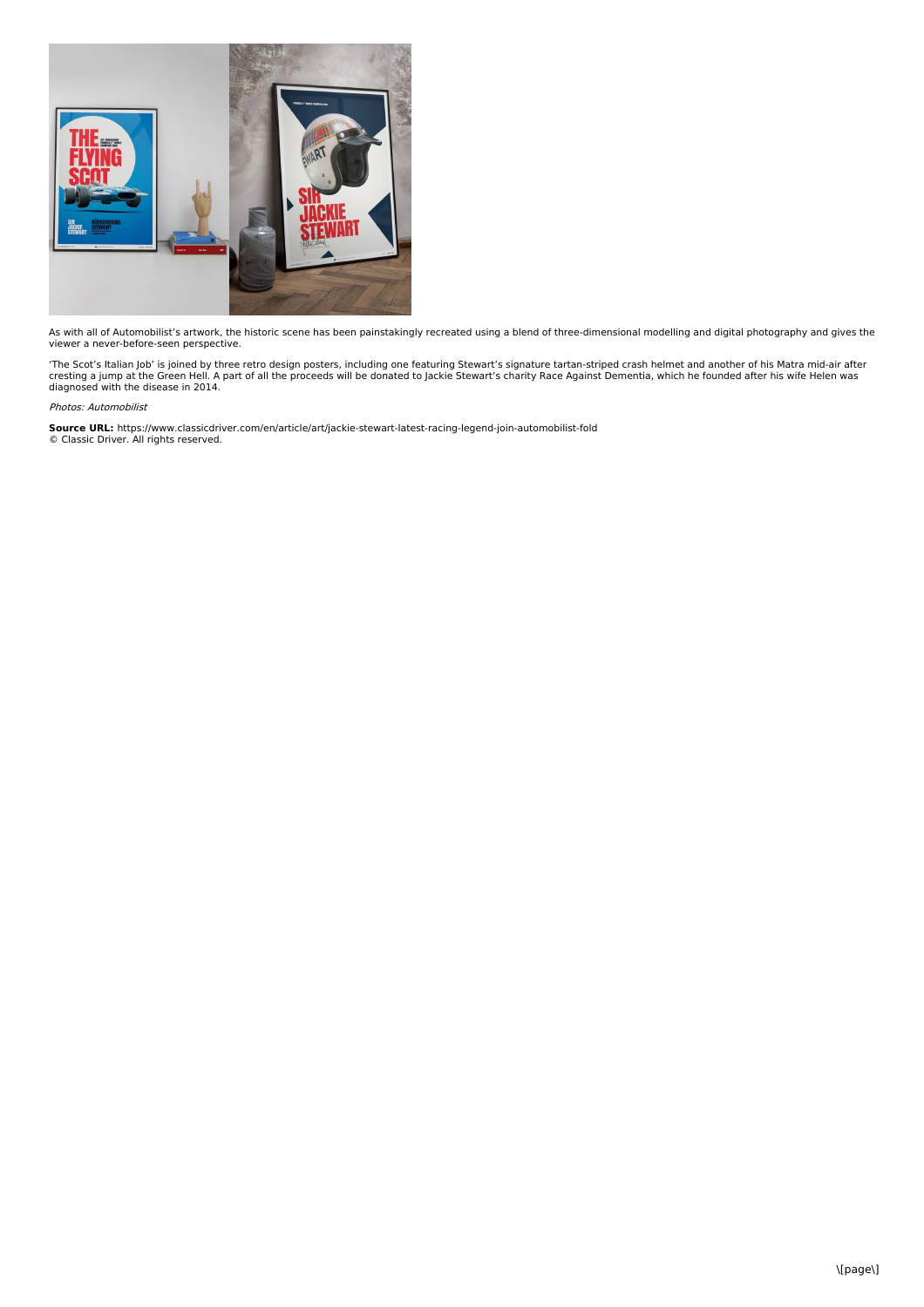As with all of Automobilist's artwork, the historic scene has been painstakingly recreated using a blend of three-dimensional modelling and digital photography and gives the viewer a never-before-seen perspective.

'The Scot's Italian Job' is joined by three retro design posters, including one featuring Stewart's signature tartan-striped crash helmet and another of his Matra mid-air after cresting a jump at the Green Hell. A part of all the proceeds will be donated to Jackie Stewart's charity Race Against Dementia, which he founded after his wife Helen was diagnosed with the disease in 2014.

*Photos: Automobilist*

**Source URL:** https://www.classicdriver.com/en/article/art/jackie-stewart-latest-racing-legend-join-automobilist-fold
© Classic Driver. All rights reserved.